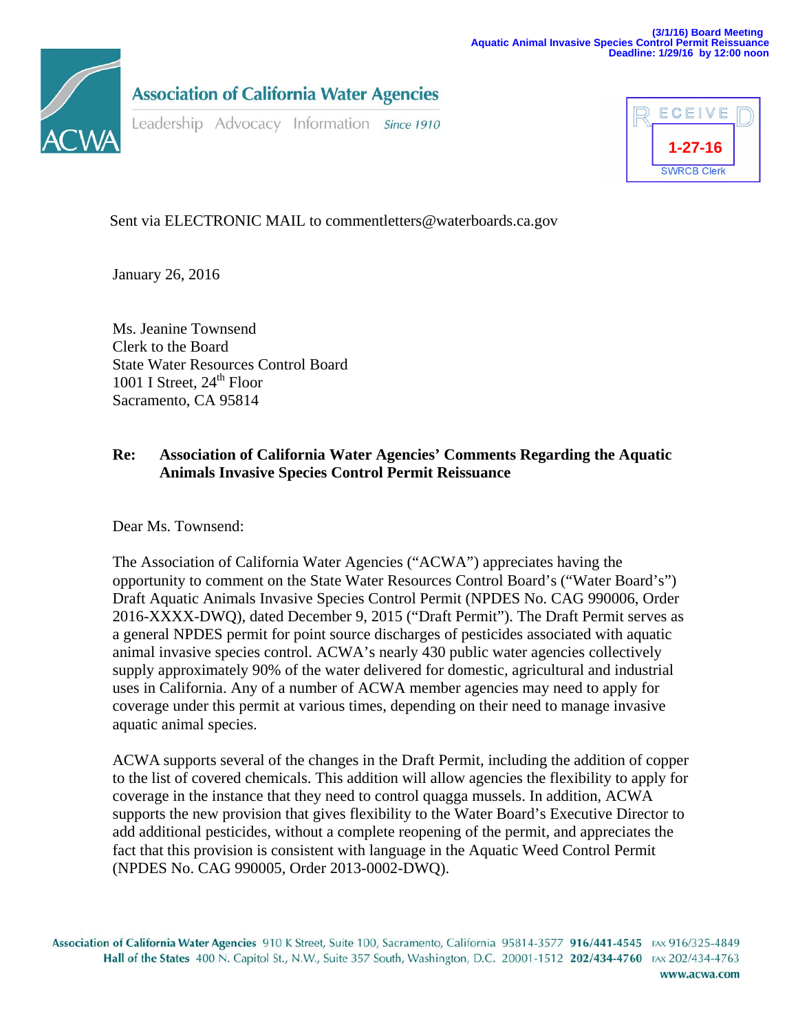(3/1/16) Board Meeting
Aquatic Animal Invasive Species Control Permit Reissuance
Deadline: 1/29/16 by 12:00 noon

**Association of California Water Agencies**
Leadership Advocacy Information *Since 1910*

RECEIVED
1-27-16
SWRCB Clerk

Sent via ELECTRONIC MAIL to commentletters@waterboards.ca.gov

January 26, 2016

Ms. Jeanine Townsend
Clerk to the Board
State Water Resources Control Board
1001 I Street, 24th Floor
Sacramento, CA 95814

**Re: Association of California Water Agencies' Comments Regarding the Aquatic Animals Invasive Species Control Permit Reissuance**

Dear Ms. Townsend:

The Association of California Water Agencies ("ACWA") appreciates having the opportunity to comment on the State Water Resources Control Board's ("Water Board's") Draft Aquatic Animals Invasive Species Control Permit (NPDES No. CAG 990006, Order 2016-XXXX-DWQ), dated December 9, 2015 ("Draft Permit"). The Draft Permit serves as a general NPDES permit for point source discharges of pesticides associated with aquatic animal invasive species control. ACWA's nearly 430 public water agencies collectively supply approximately 90% of the water delivered for domestic, agricultural and industrial uses in California. Any of a number of ACWA member agencies may need to apply for coverage under this permit at various times, depending on their need to manage invasive aquatic animal species.

ACWA supports several of the changes in the Draft Permit, including the addition of copper to the list of covered chemicals. This addition will allow agencies the flexibility to apply for coverage in the instance that they need to control quagga mussels. In addition, ACWA supports the new provision that gives flexibility to the Water Board's Executive Director to add additional pesticides, without a complete reopening of the permit, and appreciates the fact that this provision is consistent with language in the Aquatic Weed Control Permit (NPDES No. CAG 990005, Order 2013-0002-DWQ).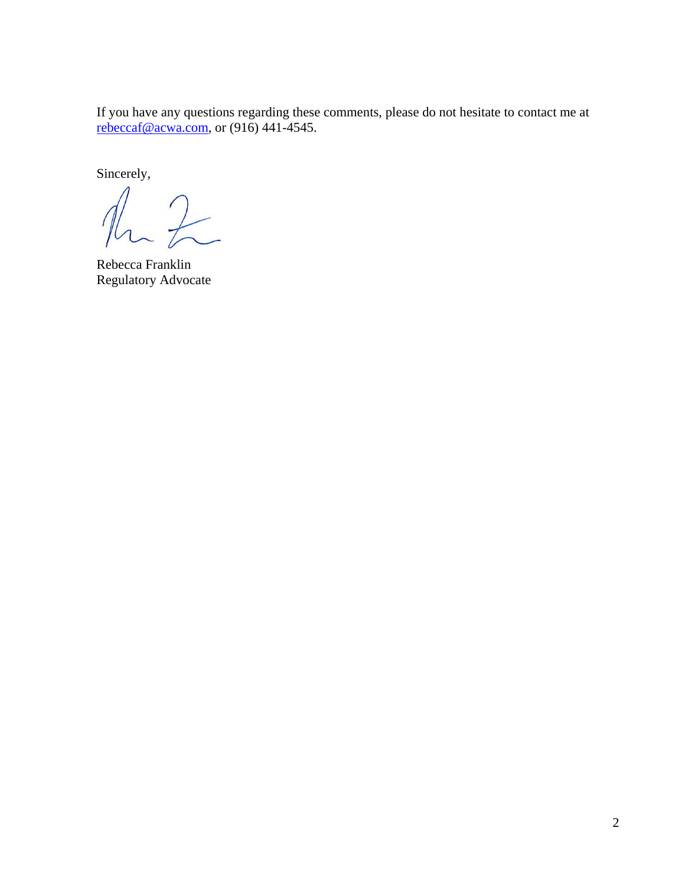If you have any questions regarding these comments, please do not hesitate to contact me at rebeccaf@acwa.com, or (916) 441-4545.

Sincerely,

Rebecca Franklin
Regulatory Advocate